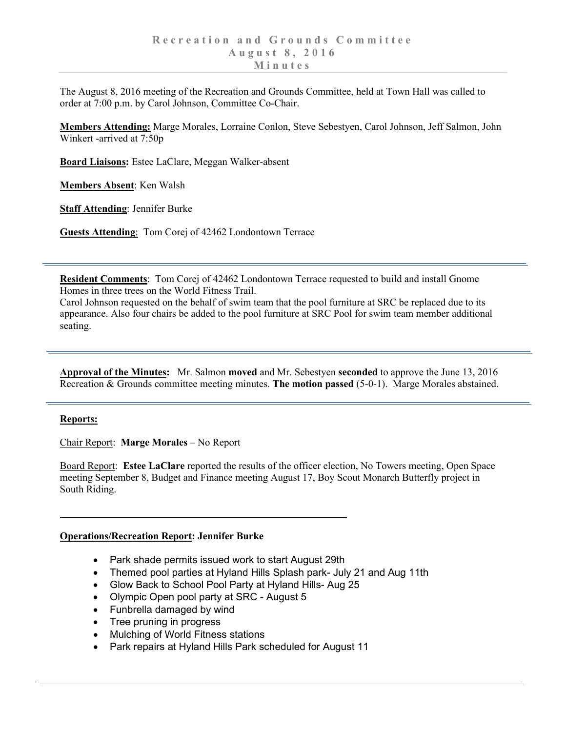# Recreation and Grounds Committee
## August 8, 2016
## Minutes

The August 8, 2016 meeting of the Recreation and Grounds Committee, held at Town Hall was called to order at 7:00 p.m. by Carol Johnson, Committee Co-Chair.

**Members Attending:** Marge Morales, Lorraine Conlon, Steve Sebestyen, Carol Johnson, Jeff Salmon, John Winkert -arrived at 7:50p

**Board Liaisons:** Estee LaClare, Meggan Walker-absent

**Members Absent**: Ken Walsh

**Staff Attending**: Jennifer Burke

**Guests Attending**: Tom Corej of 42462 Londontown Terrace

---

**Resident Comments**: Tom Corej of 42462 Londontown Terrace requested to build and install Gnome Homes in three trees on the World Fitness Trail.
Carol Johnson requested on the behalf of swim team that the pool furniture at SRC be replaced due to its appearance. Also four chairs be added to the pool furniture at SRC Pool for swim team member additional seating.

---

**Approval of the Minutes:** Mr. Salmon **moved** and Mr. Sebestyen **seconded** to approve the June 13, 2016 Recreation & Grounds committee meeting minutes. **The motion passed** (5-0-1). Marge Morales abstained.

---

**Reports:**

Chair Report: **Marge Morales** – No Report

Board Report: **Estee LaClare** reported the results of the officer election, No Towers meeting, Open Space meeting September 8, Budget and Finance meeting August 17, Boy Scout Monarch Butterfly project in South Riding.

---

**Operations/Recreation Report: Jennifer Burke**

- Park shade permits issued work to start August 29th
- Themed pool parties at Hyland Hills Splash park- July 21 and Aug 11th
- Glow Back to School Pool Party at Hyland Hills- Aug 25
- Olympic Open pool party at SRC - August 5
- Funbrella damaged by wind
- Tree pruning in progress
- Mulching of World Fitness stations
- Park repairs at Hyland Hills Park scheduled for August 11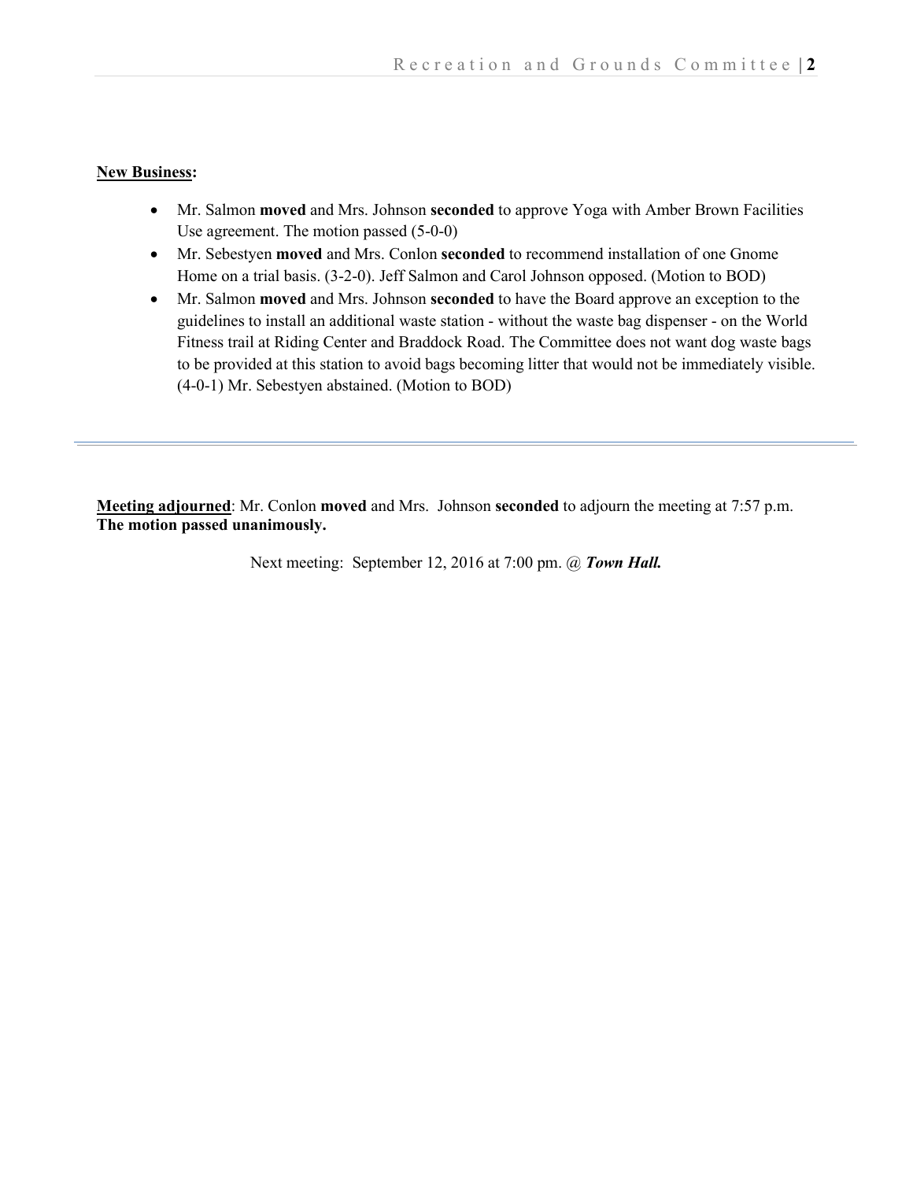**<u>New Business</u>:**

- Mr. Salmon **moved** and Mrs. Johnson **seconded** to approve Yoga with Amber Brown Facilities Use agreement. The motion passed (5-0-0)
- Mr. Sebestyen **moved** and Mrs. Conlon **seconded** to recommend installation of one Gnome Home on a trial basis. (3-2-0). Jeff Salmon and Carol Johnson opposed. (Motion to BOD)
- Mr. Salmon **moved** and Mrs. Johnson **seconded** to have the Board approve an exception to the guidelines to install an additional waste station - without the waste bag dispenser - on the World Fitness trail at Riding Center and Braddock Road. The Committee does not want dog waste bags to be provided at this station to avoid bags becoming litter that would not be immediately visible. (4-0-1) Mr. Sebestyen abstained. (Motion to BOD)

---

**<u>Meeting adjourned</u>**: Mr. Conlon **moved** and Mrs. Johnson **seconded** to adjourn the meeting at 7:57 p.m. **The motion passed unanimously.**

Next meeting: September 12, 2016 at 7:00 pm. @ ***Town Hall.***